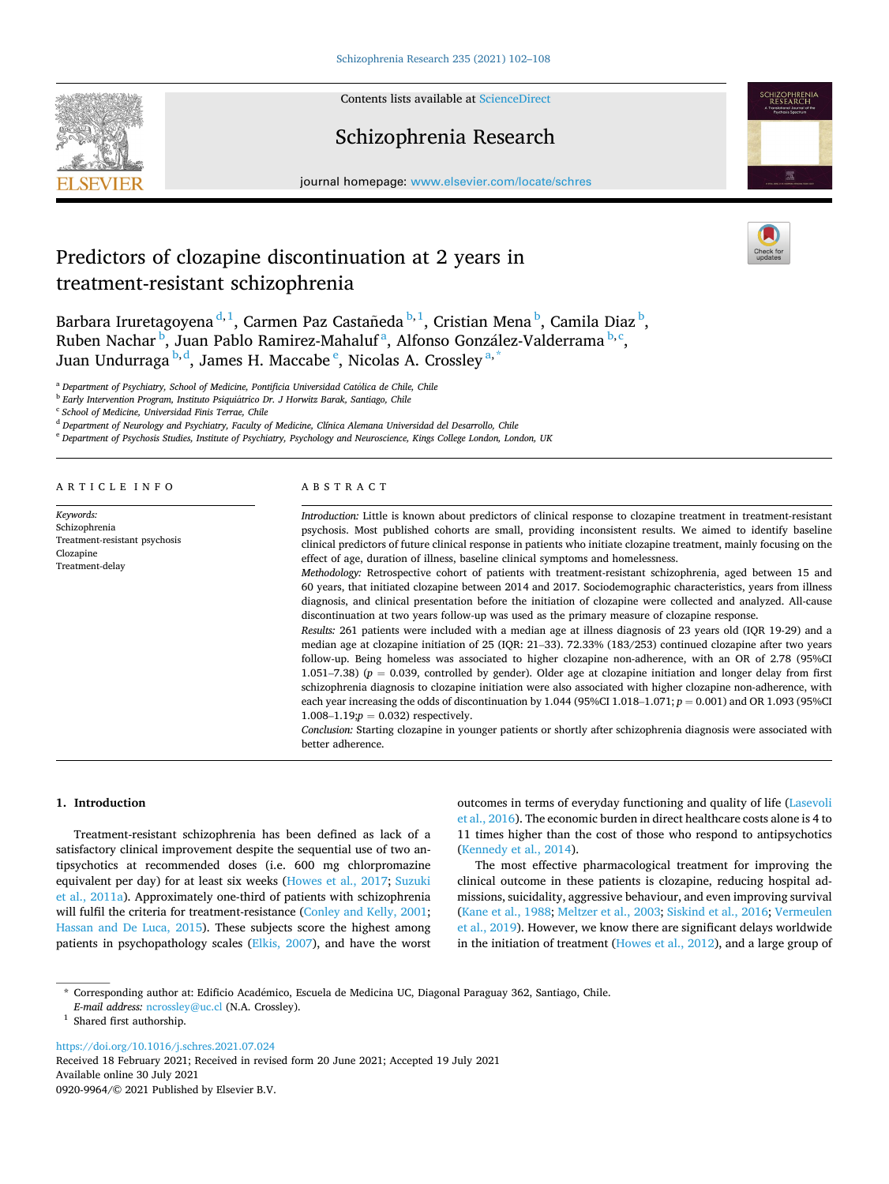# Predictors of clozapine discontinuation at 2 years in treatment-resistant schizophrenia

Barbara Iruretagoyena[d,1], Carmen Paz Castañeda[b,1], Cristian Mena[b], Camila Diaz[b], Ruben Nachar[b], Juan Pablo Ramirez-Mahaluf[a], Alfonso González-Valderrama[b,c], Juan Undurraga[b,d], James H. Maccabe[e], Nicolas A. Crossley[a,*]

[a] Department of Psychiatry, School of Medicine, Pontificia Universidad Católica de Chile, Chile
[b] Early Intervention Program, Instituto Psiquiátrico Dr. J Horwitz Barak, Santiago, Chile
[c] School of Medicine, Universidad Finis Terrae, Chile
[d] Department of Neurology and Psychiatry, Faculty of Medicine, Clínica Alemana Universidad del Desarrollo, Chile
[e] Department of Psychosis Studies, Institute of Psychiatry, Psychology and Neuroscience, Kings College London, London, UK

## ARTICLE INFO

*Keywords:*
Schizophrenia
Treatment-resistant psychosis
Clozapine
Treatment-delay

## ABSTRACT

*Introduction:* Little is known about predictors of clinical response to clozapine treatment in treatment-resistant psychosis. Most published cohorts are small, providing inconsistent results. We aimed to identify baseline clinical predictors of future clinical response in patients who initiate clozapine treatment, mainly focusing on the effect of age, duration of illness, baseline clinical symptoms and homelessness.

*Methodology:* Retrospective cohort of patients with treatment-resistant schizophrenia, aged between 15 and 60 years, that initiated clozapine between 2014 and 2017. Sociodemographic characteristics, years from illness diagnosis, and clinical presentation before the initiation of clozapine were collected and analyzed. All-cause discontinuation at two years follow-up was used as the primary measure of clozapine response.

*Results:* 261 patients were included with a median age at illness diagnosis of 23 years old (IQR 19-29) and a median age at clozapine initiation of 25 (IQR: 21–33). 72.33% (183/253) continued clozapine after two years follow-up. Being homeless was associated to higher clozapine non-adherence, with an OR of 2.78 (95%CI 1.051–7.38) ($p = 0.039$, controlled by gender). Older age at clozapine initiation and longer delay from first schizophrenia diagnosis to clozapine initiation were also associated with higher clozapine non-adherence, with each year increasing the odds of discontinuation by 1.044 (95%CI 1.018–1.071; $p = 0.001$) and OR 1.093 (95%CI 1.008–1.19;$p = 0.032$) respectively.

*Conclusion:* Starting clozapine in younger patients or shortly after schizophrenia diagnosis were associated with better adherence.

## 1. Introduction

Treatment-resistant schizophrenia has been defined as lack of a satisfactory clinical improvement despite the sequential use of two antipsychotics at recommended doses (i.e. 600 mg chlorpromazine equivalent per day) for at least six weeks (Howes et al., 2017; Suzuki et al., 2011a). Approximately one-third of patients with schizophrenia will fulfil the criteria for treatment-resistance (Conley and Kelly, 2001; Hassan and De Luca, 2015). These subjects score the highest among patients in psychopathology scales (Elkis, 2007), and have the worst outcomes in terms of everyday functioning and quality of life (Lasevoli et al., 2016). The economic burden in direct healthcare costs alone is 4 to 11 times higher than the cost of those who respond to antipsychotics (Kennedy et al., 2014).

The most effective pharmacological treatment for improving the clinical outcome in these patients is clozapine, reducing hospital admissions, suicidality, aggressive behaviour, and even improving survival (Kane et al., 1988; Meltzer et al., 2003; Siskind et al., 2016; Vermeulen et al., 2019). However, we know there are significant delays worldwide in the initiation of treatment (Howes et al., 2012), and a large group of

\* Corresponding author at: Edificio Académico, Escuela de Medicina UC, Diagonal Paraguay 362, Santiago, Chile.
*E-mail address:* ncrossley@uc.cl (N.A. Crossley).
[1] Shared first authorship.

https://doi.org/10.1016/j.schres.2021.07.024
Received 18 February 2021; Received in revised form 20 June 2021; Accepted 19 July 2021
Available online 30 July 2021
0920-9964/© 2021 Published by Elsevier B.V.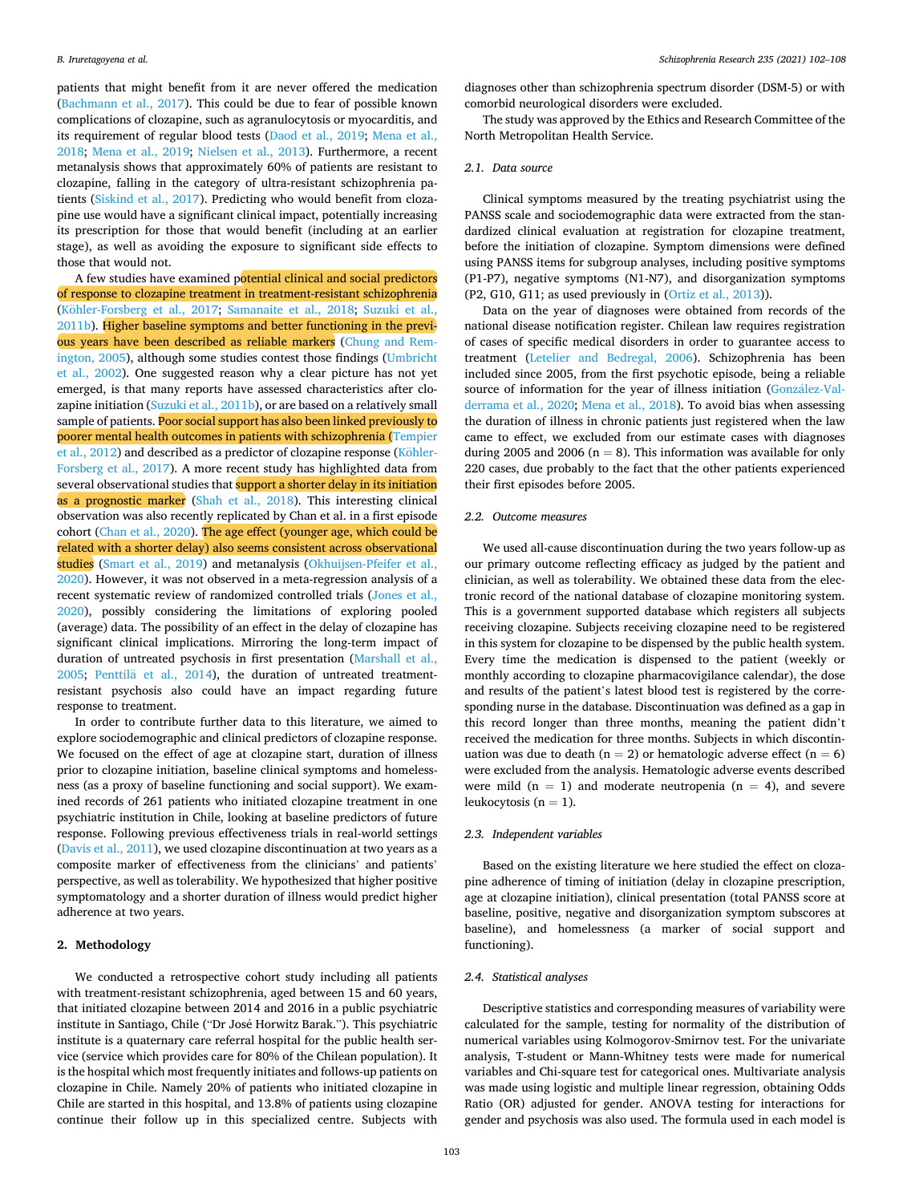patients that might benefit from it are never offered the medication (Bachmann et al., 2017). This could be due to fear of possible known complications of clozapine, such as agranulocytosis or myocarditis, and its requirement of regular blood tests (Daod et al., 2019; Mena et al., 2018; Mena et al., 2019; Nielsen et al., 2013). Furthermore, a recent metanalysis shows that approximately 60% of patients are resistant to clozapine, falling in the category of ultra-resistant schizophrenia patients (Siskind et al., 2017). Predicting who would benefit from clozapine use would have a significant clinical impact, potentially increasing its prescription for those that would benefit (including at an earlier stage), as well as avoiding the exposure to significant side effects to those that would not.

A few studies have examined potential clinical and social predictors of response to clozapine treatment in treatment-resistant schizophrenia (Köhler-Forsberg et al., 2017; Samanaite et al., 2018; Suzuki et al., 2011b). Higher baseline symptoms and better functioning in the previous years have been described as reliable markers (Chung and Remington, 2005), although some studies contest those findings (Umbricht et al., 2002). One suggested reason why a clear picture has not yet emerged, is that many reports have assessed characteristics after clozapine initiation (Suzuki et al., 2011b), or are based on a relatively small sample of patients. Poor social support has also been linked previously to poorer mental health outcomes in patients with schizophrenia (Tempier et al., 2012) and described as a predictor of clozapine response (Köhler-Forsberg et al., 2017). A more recent study has highlighted data from several observational studies that support a shorter delay in its initiation as a prognostic marker (Shah et al., 2018). This interesting clinical observation was also recently replicated by Chan et al. in a first episode cohort (Chan et al., 2020). The age effect (younger age, which could be related with a shorter delay) also seems consistent across observational studies (Smart et al., 2019) and metanalysis (Okhuijsen-Pfeifer et al., 2020). However, it was not observed in a meta-regression analysis of a recent systematic review of randomized controlled trials (Jones et al., 2020), possibly considering the limitations of exploring pooled (average) data. The possibility of an effect in the delay of clozapine has significant clinical implications. Mirroring the long-term impact of duration of untreated psychosis in first presentation (Marshall et al., 2005; Penttilä et al., 2014), the duration of untreated treatment-resistant psychosis also could have an impact regarding future response to treatment.

In order to contribute further data to this literature, we aimed to explore sociodemographic and clinical predictors of clozapine response. We focused on the effect of age at clozapine start, duration of illness prior to clozapine initiation, baseline clinical symptoms and homelessness (as a proxy of baseline functioning and social support). We examined records of 261 patients who initiated clozapine treatment in one psychiatric institution in Chile, looking at baseline predictors of future response. Following previous effectiveness trials in real-world settings (Davis et al., 2011), we used clozapine discontinuation at two years as a composite marker of effectiveness from the clinicians' and patients' perspective, as well as tolerability. We hypothesized that higher positive symptomatology and a shorter duration of illness would predict higher adherence at two years.

## 2. Methodology

We conducted a retrospective cohort study including all patients with treatment-resistant schizophrenia, aged between 15 and 60 years, that initiated clozapine between 2014 and 2016 in a public psychiatric institute in Santiago, Chile ("Dr José Horwitz Barak."). This psychiatric institute is a quaternary care referral hospital for the public health service (service which provides care for 80% of the Chilean population). It is the hospital which most frequently initiates and follows-up patients on clozapine in Chile. Namely 20% of patients who initiated clozapine in Chile are started in this hospital, and 13.8% of patients using clozapine continue their follow up in this specialized centre. Subjects with diagnoses other than schizophrenia spectrum disorder (DSM-5) or with comorbid neurological disorders were excluded.

The study was approved by the Ethics and Research Committee of the North Metropolitan Health Service.

### 2.1. Data source

Clinical symptoms measured by the treating psychiatrist using the PANSS scale and sociodemographic data were extracted from the standardized clinical evaluation at registration for clozapine treatment, before the initiation of clozapine. Symptom dimensions were defined using PANSS items for subgroup analyses, including positive symptoms (P1-P7), negative symptoms (N1-N7), and disorganization symptoms (P2, G10, G11; as used previously in (Ortiz et al., 2013)).

Data on the year of diagnoses were obtained from records of the national disease notification register. Chilean law requires registration of cases of specific medical disorders in order to guarantee access to treatment (Letelier and Bedregal, 2006). Schizophrenia has been included since 2005, from the first psychotic episode, being a reliable source of information for the year of illness initiation (González-Valderrama et al., 2020; Mena et al., 2018). To avoid bias when assessing the duration of illness in chronic patients just registered when the law came to effect, we excluded from our estimate cases with diagnoses during 2005 and 2006 (n = 8). This information was available for only 220 cases, due probably to the fact that the other patients experienced their first episodes before 2005.

### 2.2. Outcome measures

We used all-cause discontinuation during the two years follow-up as our primary outcome reflecting efficacy as judged by the patient and clinician, as well as tolerability. We obtained these data from the electronic record of the national database of clozapine monitoring system. This is a government supported database which registers all subjects receiving clozapine. Subjects receiving clozapine need to be registered in this system for clozapine to be dispensed by the public health system. Every time the medication is dispensed to the patient (weekly or monthly according to clozapine pharmacovigilance calendar), the dose and results of the patient's latest blood test is registered by the corresponding nurse in the database. Discontinuation was defined as a gap in this record longer than three months, meaning the patient didn't received the medication for three months. Subjects in which discontinuation was due to death (n = 2) or hematologic adverse effect (n = 6) were excluded from the analysis. Hematologic adverse events described were mild (n = 1) and moderate neutropenia (n = 4), and severe leukocytosis (n = 1).

### 2.3. Independent variables

Based on the existing literature we here studied the effect on clozapine adherence of timing of initiation (delay in clozapine prescription, age at clozapine initiation), clinical presentation (total PANSS score at baseline, positive, negative and disorganization symptom subscores at baseline), and homelessness (a marker of social support and functioning).

### 2.4. Statistical analyses

Descriptive statistics and corresponding measures of variability were calculated for the sample, testing for normality of the distribution of numerical variables using Kolmogorov-Smirnov test. For the univariate analysis, T-student or Mann-Whitney tests were made for numerical variables and Chi-square test for categorical ones. Multivariate analysis was made using logistic and multiple linear regression, obtaining Odds Ratio (OR) adjusted for gender. ANOVA testing for interactions for gender and psychosis was also used. The formula used in each model is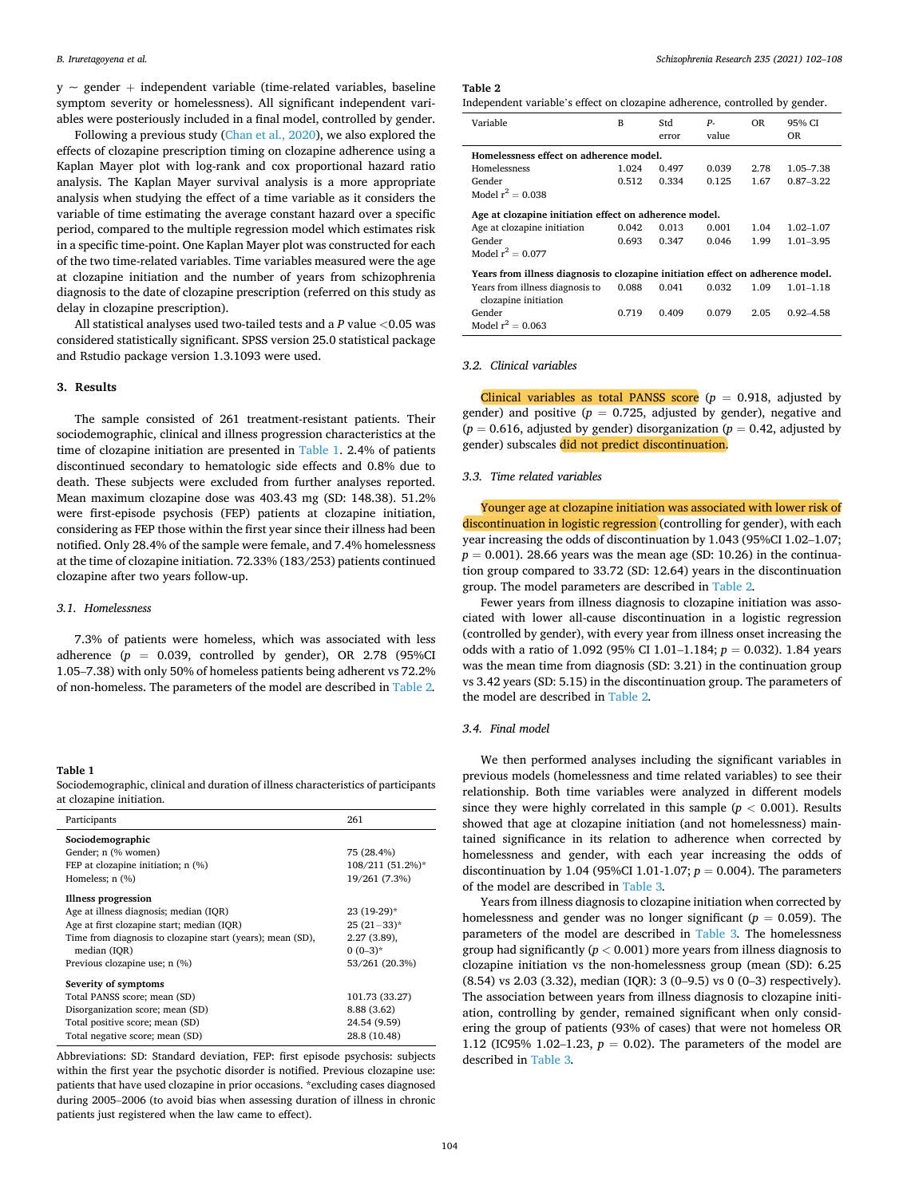y ~ gender + independent variable (time-related variables, baseline symptom severity or homelessness). All significant independent variables were posteriously included in a final model, controlled by gender.

Following a previous study (Chan et al., 2020), we also explored the effects of clozapine prescription timing on clozapine adherence using a Kaplan Mayer plot with log-rank and cox proportional hazard ratio analysis. The Kaplan Mayer survival analysis is a more appropriate analysis when studying the effect of a time variable as it considers the variable of time estimating the average constant hazard over a specific period, compared to the multiple regression model which estimates risk in a specific time-point. One Kaplan Mayer plot was constructed for each of the two time-related variables. Time variables measured were the age at clozapine initiation and the number of years from schizophrenia diagnosis to the date of clozapine prescription (referred on this study as delay in clozapine prescription).

All statistical analyses used two-tailed tests and a $P$ value <0.05 was considered statistically significant. SPSS version 25.0 statistical package and Rstudio package version 1.3.1093 were used.

## 3. Results

The sample consisted of 261 treatment-resistant patients. Their sociodemographic, clinical and illness progression characteristics at the time of clozapine initiation are presented in Table 1. 2.4% of patients discontinued secondary to hematologic side effects and 0.8% due to death. These subjects were excluded from further analyses reported. Mean maximum clozapine dose was 403.43 mg (SD: 148.38). 51.2% were first-episode psychosis (FEP) patients at clozapine initiation, considering as FEP those within the first year since their illness had been notified. Only 28.4% of the sample were female, and 7.4% homelessness at the time of clozapine initiation. 72.33% (183/253) patients continued clozapine after two years follow-up.

### 3.1. Homelessness

7.3% of patients were homeless, which was associated with less adherence ($p$ = 0.039, controlled by gender), OR 2.78 (95%CI 1.05–7.38) with only 50% of homeless patients being adherent vs 72.2% of non-homeless. The parameters of the model are described in Table 2.

**Table 1**
Sociodemographic, clinical and duration of illness characteristics of participants at clozapine initiation.

| Participants | 261 |
|---|---|
| **Sociodemographic** | |
| Gender; n (% women) | 75 (28.4%) |
| FEP at clozapine initiation; n (%) | 108/211 (51.2%)* |
| Homeless; n (%) | 19/261 (7.3%) |
| **Illness progression** | |
| Age at illness diagnosis; median (IQR) | 23 (19-29)* |
| Age at first clozapine start; median (IQR) | 25 (21–33)* |
| Time from diagnosis to clozapine start (years); mean (SD), median (IQR) | 2.27 (3.89), 0 (0–3)* |
| Previous clozapine use; n (%) | 53/261 (20.3%) |
| **Severity of symptoms** | |
| Total PANSS score; mean (SD) | 101.73 (33.27) |
| Disorganization score; mean (SD) | 8.88 (3.62) |
| Total positive score; mean (SD) | 24.54 (9.59) |
| Total negative score; mean (SD) | 28.8 (10.48) |

Abbreviations: SD: Standard deviation, FEP: first episode psychosis: subjects within the first year the psychotic disorder is notified. Previous clozapine use: patients that have used clozapine in prior occasions. *excluding cases diagnosed during 2005–2006 (to avoid bias when assessing duration of illness in chronic patients just registered when the law came to effect).

**Table 2**
Independent variable's effect on clozapine adherence, controlled by gender.

| Variable | B | Std error | P-value | OR | 95% CI OR |
|---|---|---|---|---|---|
| **Homelessness effect on adherence model.** | | | | | |
| Homelessness | 1.024 | 0.497 | 0.039 | 2.78 | 1.05–7.38 |
| Gender | 0.512 | 0.334 | 0.125 | 1.67 | 0.87–3.22 |
| Model $r^2$ = 0.038 | | | | | |
| **Age at clozapine initiation effect on adherence model.** | | | | | |
| Age at clozapine initiation | 0.042 | 0.013 | 0.001 | 1.04 | 1.02–1.07 |
| Gender | 0.693 | 0.347 | 0.046 | 1.99 | 1.01–3.95 |
| Model $r^2$ = 0.077 | | | | | |
| **Years from illness diagnosis to clozapine initiation effect on adherence model.** | | | | | |
| Years from illness diagnosis to clozapine initiation | 0.088 | 0.041 | 0.032 | 1.09 | 1.01–1.18 |
| Gender | 0.719 | 0.409 | 0.079 | 2.05 | 0.92–4.58 |
| Model $r^2$ = 0.063 | | | | | |

### 3.2. Clinical variables

Clinical variables as total PANSS score ($p$ = 0.918, adjusted by gender) and positive ($p$ = 0.725, adjusted by gender), negative and ($p$ = 0.616, adjusted by gender) disorganization ($p$ = 0.42, adjusted by gender) subscales did not predict discontinuation.

### 3.3. Time related variables

Younger age at clozapine initiation was associated with lower risk of discontinuation in logistic regression (controlling for gender), with each year increasing the odds of discontinuation by 1.043 (95%CI 1.02–1.07; $p$ = 0.001). 28.66 years was the mean age (SD: 10.26) in the continuation group compared to 33.72 (SD: 12.64) years in the discontinuation group. The model parameters are described in Table 2.

Fewer years from illness diagnosis to clozapine initiation was associated with lower all-cause discontinuation in a logistic regression (controlled by gender), with every year from illness onset increasing the odds with a ratio of 1.092 (95% CI 1.01–1.184; $p$ = 0.032). 1.84 years was the mean time from diagnosis (SD: 3.21) in the continuation group vs 3.42 years (SD: 5.15) in the discontinuation group. The parameters of the model are described in Table 2.

### 3.4. Final model

We then performed analyses including the significant variables in previous models (homelessness and time related variables) to see their relationship. Both time variables were analyzed in different models since they were highly correlated in this sample ($p$ < 0.001). Results showed that age at clozapine initiation (and not homelessness) maintained significance in its relation to adherence when corrected by homelessness and gender, with each year increasing the odds of discontinuation by 1.04 (95%CI 1.01-1.07; $p$ = 0.004). The parameters of the model are described in Table 3.

Years from illness diagnosis to clozapine initiation when corrected by homelessness and gender was no longer significant ($p$ = 0.059). The parameters of the model are described in Table 3. The homelessness group had significantly ($p$ < 0.001) more years from illness diagnosis to clozapine initiation vs the non-homelessness group (mean (SD): 6.25 (8.54) vs 2.03 (3.32), median (IQR): 3 (0–9.5) vs 0 (0–3) respectively). The association between years from illness diagnosis to clozapine initiation, controlling by gender, remained significant when only considering the group of patients (93% of cases) that were not homeless OR 1.12 (IC95% 1.02–1.23, $p$ = 0.02). The parameters of the model are described in Table 3.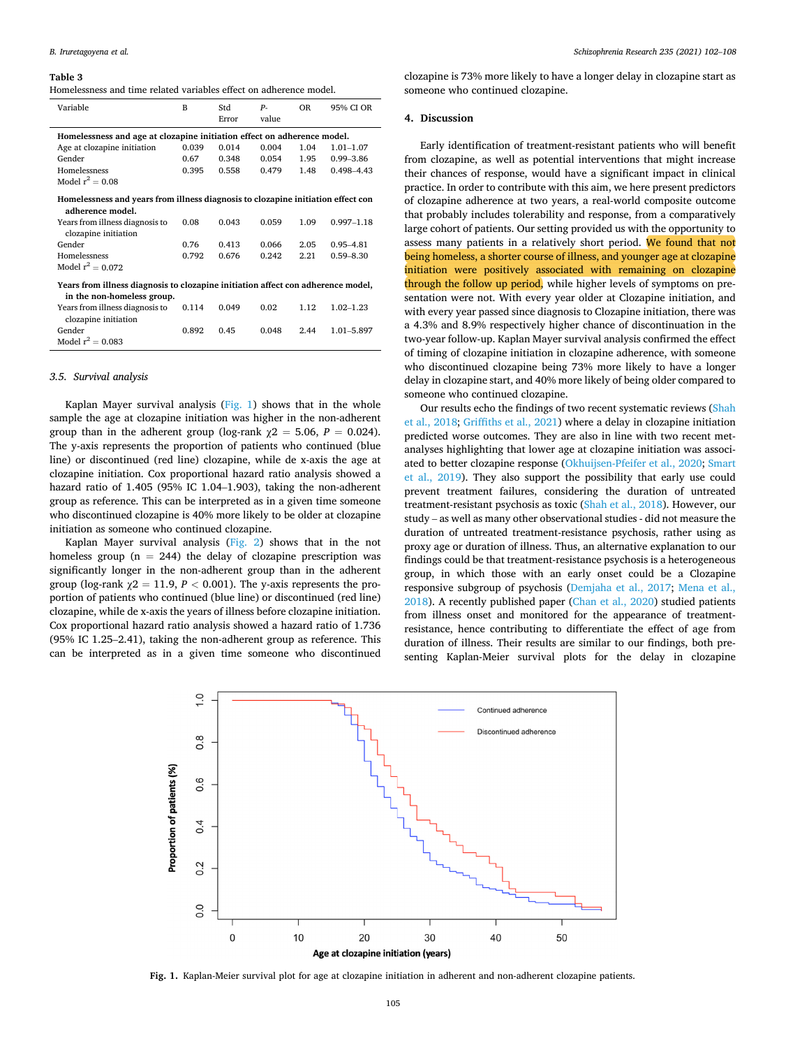**Table 3**
Homelessness and time related variables effect on adherence model.

| Variable | B | Std Error | P-value | OR | 95% CI OR |
|---|---|---|---|---|---|
| **Homelessness and age at clozapine initiation effect on adherence model.** | | | | | |
| Age at clozapine initiation | 0.039 | 0.014 | 0.004 | 1.04 | 1.01–1.07 |
| Gender | 0.67 | 0.348 | 0.054 | 1.95 | 0.99–3.86 |
| Homelessness | 0.395 | 0.558 | 0.479 | 1.48 | 0.498–4.43 |
| Model $r^2 = 0.08$ | | | | | |
| **Homelessness and years from illness diagnosis to clozapine initiation effect con adherence model.** | | | | | |
| Years from illness diagnosis to clozapine initiation | 0.08 | 0.043 | 0.059 | 1.09 | 0.997–1.18 |
| Gender | 0.76 | 0.413 | 0.066 | 2.05 | 0.95–4.81 |
| Homelessness | 0.792 | 0.676 | 0.242 | 2.21 | 0.59–8.30 |
| Model $r^2 = 0.072$ | | | | | |
| **Years from illness diagnosis to clozapine initiation affect con adherence model, in the non-homeless group.** | | | | | |
| Years from illness diagnosis to clozapine initiation | 0.114 | 0.049 | 0.02 | 1.12 | 1.02–1.23 |
| Gender | 0.892 | 0.45 | 0.048 | 2.44 | 1.01–5.897 |
| Model $r^2 = 0.083$ | | | | | |

### 3.5. Survival analysis

Kaplan Mayer survival analysis (Fig. 1) shows that in the whole sample the age at clozapine initiation was higher in the non-adherent group than in the adherent group (log-rank $\chi2 = 5.06$, $P = 0.024$). The y-axis represents the proportion of patients who continued (blue line) or discontinued (red line) clozapine, while de x-axis the age at clozapine initiation. Cox proportional hazard ratio analysis showed a hazard ratio of 1.405 (95% IC 1.04–1.903), taking the non-adherent group as reference. This can be interpreted as in a given time someone who discontinued clozapine is 40% more likely to be older at clozapine initiation as someone who continued clozapine.

Kaplan Mayer survival analysis (Fig. 2) shows that in the not homeless group (n = 244) the delay of clozapine prescription was significantly longer in the non-adherent group than in the adherent group (log-rank $\chi2 = 11.9$, $P < 0.001$). The y-axis represents the proportion of patients who continued (blue line) or discontinued (red line) clozapine, while de x-axis the years of illness before clozapine initiation. Cox proportional hazard ratio analysis showed a hazard ratio of 1.736 (95% IC 1.25–2.41), taking the non-adherent group as reference. This can be interpreted as in a given time someone who discontinued clozapine is 73% more likely to have a longer delay in clozapine start as someone who continued clozapine.

## 4. Discussion

Early identification of treatment-resistant patients who will benefit from clozapine, as well as potential interventions that might increase their chances of response, would have a significant impact in clinical practice. In order to contribute with this aim, we here present predictors of clozapine adherence at two years, a real-world composite outcome that probably includes tolerability and response, from a comparatively large cohort of patients. Our setting provided us with the opportunity to assess many patients in a relatively short period. We found that not being homeless, a shorter course of illness, and younger age at clozapine initiation were positively associated with remaining on clozapine through the follow up period, while higher levels of symptoms on presentation were not. With every year older at Clozapine initiation, and with every year passed since diagnosis to Clozapine initiation, there was a 4.3% and 8.9% respectively higher chance of discontinuation in the two-year follow-up. Kaplan Mayer survival analysis confirmed the effect of timing of clozapine initiation in clozapine adherence, with someone who discontinued clozapine being 73% more likely to have a longer delay in clozapine start, and 40% more likely of being older compared to someone who continued clozapine.

Our results echo the findings of two recent systematic reviews (Shah et al., 2018; Griffiths et al., 2021) where a delay in clozapine initiation predicted worse outcomes. They are also in line with two recent met-analyses highlighting that lower age at clozapine initiation was associated to better clozapine response (Okhuijsen-Pfeifer et al., 2020; Smart et al., 2019). They also support the possibility that early use could prevent treatment failures, considering the duration of untreated treatment-resistant psychosis as toxic (Shah et al., 2018). However, our study – as well as many other observational studies - did not measure the duration of untreated treatment-resistance psychosis, rather using as proxy age or duration of illness. Thus, an alternative explanation to our findings could be that treatment-resistance psychosis is a heterogeneous group, in which those with an early onset could be a Clozapine responsive subgroup of psychosis (Demjaha et al., 2017; Mena et al., 2018). A recently published paper (Chan et al., 2020) studied patients from illness onset and monitored for the appearance of treatment-resistance, hence contributing to differentiate the effect of age from duration of illness. Their results are similar to our findings, both presenting Kaplan-Meier survival plots for the delay in clozapine

**Fig. 1.** Kaplan-Meier survival plot for age at clozapine initiation in adherent and non-adherent clozapine patients.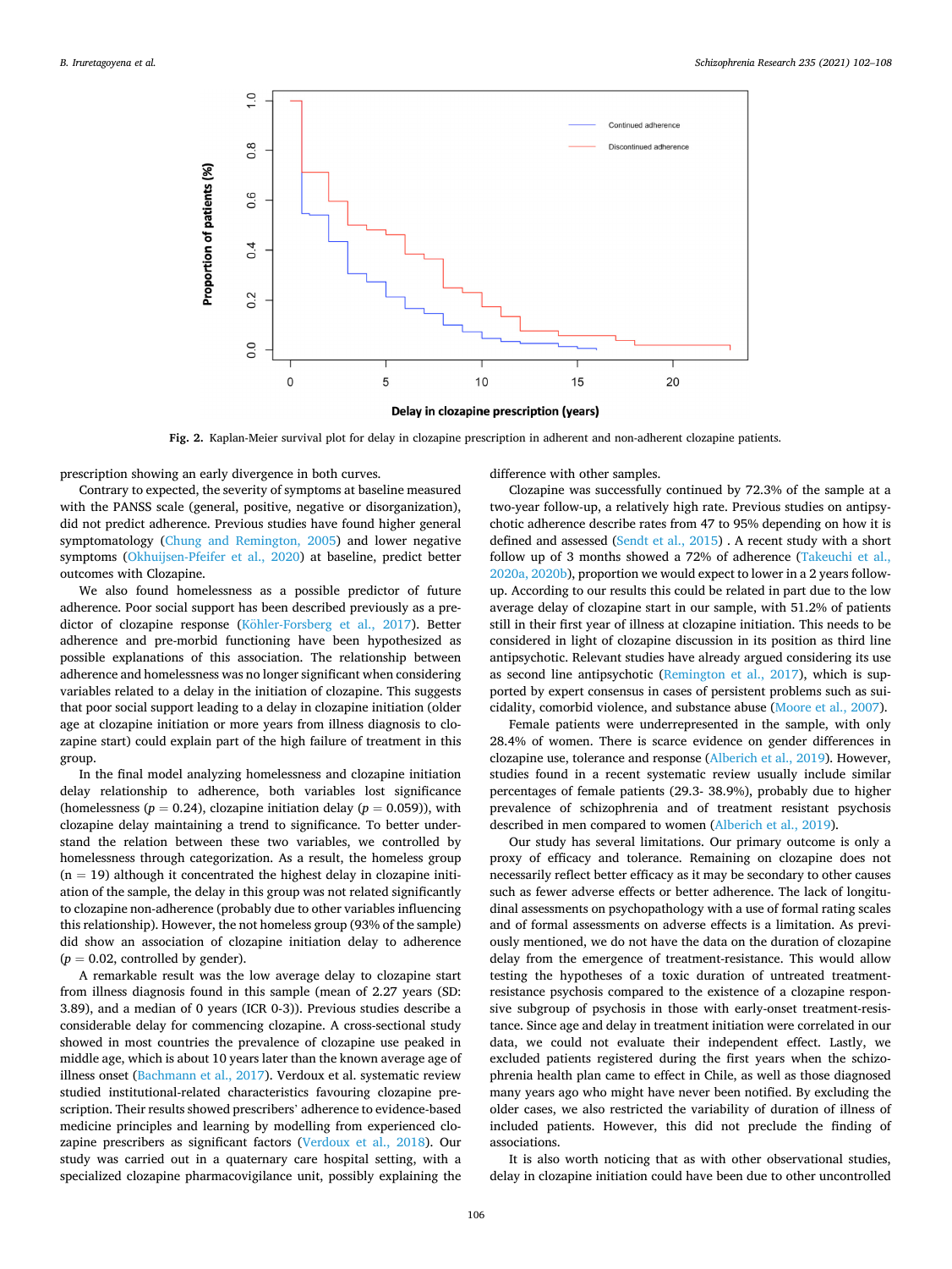Fig. 2. Kaplan-Meier survival plot for delay in clozapine prescription in adherent and non-adherent clozapine patients.

prescription showing an early divergence in both curves.

Contrary to expected, the severity of symptoms at baseline measured with the PANSS scale (general, positive, negative or disorganization), did not predict adherence. Previous studies have found higher general symptomatology (Chung and Remington, 2005) and lower negative symptoms (Okhuijsen-Pfeifer et al., 2020) at baseline, predict better outcomes with Clozapine.

We also found homelessness as a possible predictor of future adherence. Poor social support has been described previously as a predictor of clozapine response (Köhler-Forsberg et al., 2017). Better adherence and pre-morbid functioning have been hypothesized as possible explanations of this association. The relationship between adherence and homelessness was no longer significant when considering variables related to a delay in the initiation of clozapine. This suggests that poor social support leading to a delay in clozapine initiation (older age at clozapine initiation or more years from illness diagnosis to clozapine start) could explain part of the high failure of treatment in this group.

In the final model analyzing homelessness and clozapine initiation delay relationship to adherence, both variables lost significance (homelessness ($p = 0.24$), clozapine initiation delay ($p = 0.059$)), with clozapine delay maintaining a trend to significance. To better understand the relation between these two variables, we controlled by homelessness through categorization. As a result, the homeless group ($n = 19$) although it concentrated the highest delay in clozapine initiation of the sample, the delay in this group was not related significantly to clozapine non-adherence (probably due to other variables influencing this relationship). However, the not homeless group (93% of the sample) did show an association of clozapine initiation delay to adherence ($p = 0.02$, controlled by gender).

A remarkable result was the low average delay to clozapine start from illness diagnosis found in this sample (mean of 2.27 years (SD: 3.89), and a median of 0 years (ICR 0-3)). Previous studies describe a considerable delay for commencing clozapine. A cross-sectional study showed in most countries the prevalence of clozapine use peaked in middle age, which is about 10 years later than the known average age of illness onset (Bachmann et al., 2017). Verdoux et al. systematic review studied institutional-related characteristics favouring clozapine prescription. Their results showed prescribers' adherence to evidence-based medicine principles and learning by modelling from experienced clozapine prescribers as significant factors (Verdoux et al., 2018). Our study was carried out in a quaternary care hospital setting, with a specialized clozapine pharmacovigilance unit, possibly explaining the difference with other samples.

Clozapine was successfully continued by 72.3% of the sample at a two-year follow-up, a relatively high rate. Previous studies on antipsychotic adherence describe rates from 47 to 95% depending on how it is defined and assessed (Sendt et al., 2015) . A recent study with a short follow up of 3 months showed a 72% of adherence (Takeuchi et al., 2020a, 2020b), proportion we would expect to lower in a 2 years follow-up. According to our results this could be related in part due to the low average delay of clozapine start in our sample, with 51.2% of patients still in their first year of illness at clozapine initiation. This needs to be considered in light of clozapine discussion in its position as third line antipsychotic. Relevant studies have already argued considering its use as second line antipsychotic (Remington et al., 2017), which is supported by expert consensus in cases of persistent problems such as suicidality, comorbid violence, and substance abuse (Moore et al., 2007).

Female patients were underrepresented in the sample, with only 28.4% of women. There is scarce evidence on gender differences in clozapine use, tolerance and response (Alberich et al., 2019). However, studies found in a recent systematic review usually include similar percentages of female patients (29.3- 38.9%), probably due to higher prevalence of schizophrenia and of treatment resistant psychosis described in men compared to women (Alberich et al., 2019).

Our study has several limitations. Our primary outcome is only a proxy of efficacy and tolerance. Remaining on clozapine does not necessarily reflect better efficacy as it may be secondary to other causes such as fewer adverse effects or better adherence. The lack of longitudinal assessments on psychopathology with a use of formal rating scales and of formal assessments on adverse effects is a limitation. As previously mentioned, we do not have the data on the duration of clozapine delay from the emergence of treatment-resistance. This would allow testing the hypotheses of a toxic duration of untreated treatment-resistance psychosis compared to the existence of a clozapine responsive subgroup of psychosis in those with early-onset treatment-resistance. Since age and delay in treatment initiation were correlated in our data, we could not evaluate their independent effect. Lastly, we excluded patients registered during the first years when the schizophrenia health plan came to effect in Chile, as well as those diagnosed many years ago who might have never been notified. By excluding the older cases, we also restricted the variability of duration of illness of included patients. However, this did not preclude the finding of associations.

It is also worth noticing that as with other observational studies, delay in clozapine initiation could have been due to other uncontrolled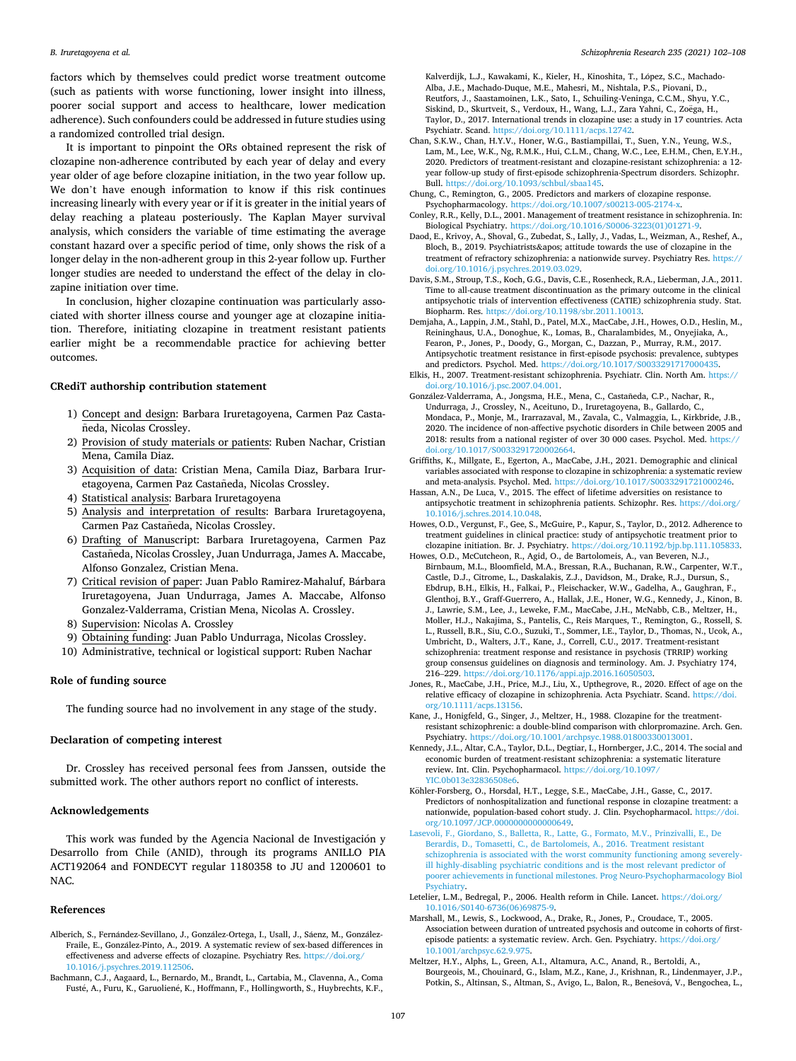factors which by themselves could predict worse treatment outcome (such as patients with worse functioning, lower insight into illness, poorer social support and access to healthcare, lower medication adherence). Such confounders could be addressed in future studies using a randomized controlled trial design.

It is important to pinpoint the ORs obtained represent the risk of clozapine non-adherence contributed by each year of delay and every year older of age before clozapine initiation, in the two year follow up. We don't have enough information to know if this risk continues increasing linearly with every year or if it is greater in the initial years of delay reaching a plateau posteriously. The Kaplan Mayer survival analysis, which considers the variable of time estimating the average constant hazard over a specific period of time, only shows the risk of a longer delay in the non-adherent group in this 2-year follow up. Further longer studies are needed to understand the effect of the delay in clozapine initiation over time.

In conclusion, higher clozapine continuation was particularly associated with shorter illness course and younger age at clozapine initiation. Therefore, initiating clozapine in treatment resistant patients earlier might be a recommendable practice for achieving better outcomes.

## CRediT authorship contribution statement

1) Concept and design: Barbara Iruretagoyena, Carmen Paz Castañeda, Nicolas Crossley.
2) Provision of study materials or patients: Ruben Nachar, Cristian Mena, Camila Diaz.
3) Acquisition of data: Cristian Mena, Camila Diaz, Barbara Iruretagoyena, Carmen Paz Castañeda, Nicolas Crossley.
4) Statistical analysis: Barbara Iruretagoyena
5) Analysis and interpretation of results: Barbara Iruretagoyena, Carmen Paz Castañeda, Nicolas Crossley.
6) Drafting of Manuscript: Barbara Iruretagoyena, Carmen Paz Castañeda, Nicolas Crossley, Juan Undurraga, James A. Maccabe, Alfonso Gonzalez, Cristian Mena.
7) Critical revision of paper: Juan Pablo Ramirez-Mahaluf, Bárbara Iruretagoyena, Juan Undurraga, James A. Maccabe, Alfonso Gonzalez-Valderrama, Cristian Mena, Nicolas A. Crossley.
8) Supervision: Nicolas A. Crossley
9) Obtaining funding: Juan Pablo Undurraga, Nicolas Crossley.
10) Administrative, technical or logistical support: Ruben Nachar

## Role of funding source

The funding source had no involvement in any stage of the study.

## Declaration of competing interest

Dr. Crossley has received personal fees from Janssen, outside the submitted work. The other authors report no conflict of interests.

## Acknowledgements

This work was funded by the Agencia Nacional de Investigación y Desarrollo from Chile (ANID), through its programs ANILLO PIA ACT192064 and FONDECYT regular 1180358 to JU and 1200601 to NAC.

## References

Alberich, S., Fernández-Sevillano, J., González-Ortega, I., Usall, J., Sáenz, M., González-Fraile, E., González-Pinto, A., 2019. A systematic review of sex-based differences in effectiveness and adverse effects of clozapine. Psychiatry Res. https://doi.org/10.1016/j.psychres.2019.112506.

Bachmann, C.J., Aagaard, L., Bernardo, M., Brandt, L., Cartabia, M., Clavenna, A., Coma Fusté, A., Furu, K., Garuolienė, K., Hoffmann, F., Hollingworth, S., Huybrechts, K.F., Kalverdijk, L.J., Kawakami, K., Kieler, H., Kinoshita, T., López, S.C., Machado-Alba, J.E., Machado-Duque, M.E., Mahesri, M., Nishtala, P.S., Piovani, D., Reutfors, J., Saastamoinen, L.K., Sato, I., Schuiling-Veninga, C.C.M., Shyu, Y.C., Siskind, D., Skurtveit, S., Verdoux, H., Wang, L.J., Zara Yahni, C., Zoëga, H., Taylor, D., 2017. International trends in clozapine use: a study in 17 countries. Acta Psychiatr. Scand. https://doi.org/10.1111/acps.12742.

Chan, S.K.W., Chan, H.Y.V., Honer, W.G., Bastiampillai, T., Suen, Y.N., Yeung, W.S., Lam, M., Lee, W.K., Ng, R.M.K., Hui, C.L.M., Chang, W.C., Lee, E.H.M., Chen, E.Y.H., 2020. Predictors of treatment-resistant and clozapine-resistant schizophrenia: a 12-year follow-up study of first-episode schizophrenia-Spectrum disorders. Schizophr. Bull. https://doi.org/10.1093/schbul/sbaa145.

Chung, C., Remington, G., 2005. Predictors and markers of clozapine response. Psychopharmacology. https://doi.org/10.1007/s00213-005-2174-x.

Conley, R.R., Kelly, D.L., 2001. Management of treatment resistance in schizophrenia. In: Biological Psychiatry. https://doi.org/10.1016/S0006-3223(01)01271-9.

Daod, E., Krivoy, A., Shoval, G., Zubedat, S., Lally, J., Vadas, L., Weizman, A., Reshef, A., Bloch, B., 2019. Psychiatrists&apos; attitude towards the use of clozapine in the treatment of refractory schizophrenia: a nationwide survey. Psychiatry Res. https://doi.org/10.1016/j.psychres.2019.03.029.

Davis, S.M., Stroup, T.S., Koch, G.G., Davis, C.E., Rosenheck, R.A., Lieberman, J.A., 2011. Time to all-cause treatment discontinuation as the primary outcome in the clinical antipsychotic trials of intervention effectiveness (CATIE) schizophrenia study. Stat. Biopharm. Res. https://doi.org/10.1198/sbr.2011.10013.

Demjaha, A., Lappin, J.M., Stahl, D., Patel, M.X., MacCabe, J.H., Howes, O.D., Heslin, M., Reininghaus, U.A., Donoghue, K., Lomas, B., Charalambides, M., Onyejiaka, A., Fearon, P., Jones, P., Doody, G., Morgan, C., Dazzan, P., Murray, R.M., 2017. Antipsychotic treatment resistance in first-episode psychosis: prevalence, subtypes and predictors. Psychol. Med. https://doi.org/10.1017/S0033291717000435.

Elkis, H., 2007. Treatment-resistant schizophrenia. Psychiatr. Clin. North Am. https://doi.org/10.1016/j.psc.2007.04.001.

González-Valderrama, A., Jongsma, H.E., Mena, C., Castañeda, C.P., Nachar, R., Undurraga, J., Crossley, N., Aceituno, D., Iruretagoyena, B., Gallardo, C., Mondaca, P., Monje, M., Irarrazaval, M., Zavala, C., Valmaggia, L., Kirkbride, J.B., 2020. The incidence of non-affective psychotic disorders in Chile between 2005 and 2018: results from a national register of over 30 000 cases. Psychol. Med. https://doi.org/10.1017/S0033291720002664.

Griffiths, K., Millgate, E., Egerton, A., MacCabe, J.H., 2021. Demographic and clinical variables associated with response to clozapine in schizophrenia: a systematic review and meta-analysis. Psychol. Med. https://doi.org/10.1017/S0033291721000246.

Hassan, A.N., De Luca, V., 2015. The effect of lifetime adversities on resistance to antipsychotic treatment in schizophrenia patients. Schizophr. Res. https://doi.org/10.1016/j.schres.2014.10.048.

Howes, O.D., Vergunst, F., Gee, S., McGuire, P., Kapur, S., Taylor, D., 2012. Adherence to treatment guidelines in clinical practice: study of antipsychotic treatment prior to clozapine initiation. Br. J. Psychiatry. https://doi.org/10.1192/bjp.bp.111.105833.

Howes, O.D., McCutcheon, R., Agid, O., de Bartolomeis, A., van Beveren, N.J., Birnbaum, M.L., Bloomfield, M.A., Bressan, R.A., Buchanan, R.W., Carpenter, W.T., Castle, D.J., Citrome, L., Daskalakis, Z.J., Davidson, M., Drake, R.J., Dursun, S., Ebdrup, B.H., Elkis, H., Falkai, P., Fleischacker, W.W., Gadelha, A., Gaughran, F., Glenthoj, B.Y., Graff-Guerrero, A., Hallak, J.E., Honer, W.G., Kennedy, J., Kinon, B. J., Lawrie, S.M., Lee, J., Leweke, F.M., MacCabe, J.H., McNabb, C.B., Meltzer, H., Moller, H.J., Nakajima, S., Pantelis, C., Reis Marques, T., Remington, G., Rossell, S. L., Russell, B.R., Siu, C.O., Suzuki, T., Sommer, I.E., Taylor, D., Thomas, N., Ucok, A., Umbricht, D., Walters, J.T., Kane, J., Correll, C.U., 2017. Treatment-resistant schizophrenia: treatment response and resistance in psychosis (TRRIP) working group consensus guidelines on diagnosis and terminology. Am. J. Psychiatry 174, 216–229. https://doi.org/10.1176/appi.ajp.2016.16050503.

Jones, R., MacCabe, J.H., Price, M.J., Liu, X., Upthegrove, R., 2020. Effect of age on the relative efficacy of clozapine in schizophrenia. Acta Psychiatr. Scand. https://doi.org/10.1111/acps.13156.

Kane, J., Honigfeld, G., Singer, J., Meltzer, H., 1988. Clozapine for the treatment-resistant schizophrenic: a double-blind comparison with chlorpromazine. Arch. Gen. Psychiatry. https://doi.org/10.1001/archpsyc.1988.01800330013001.

Kennedy, J.L., Altar, C.A., Taylor, D.L., Degtiar, I., Hornberger, J.C., 2014. The social and economic burden of treatment-resistant schizophrenia: a systematic literature review. Int. Clin. Psychopharmacol. https://doi.org/10.1097/YIC.0b013e32836508e6.

Köhler-Forsberg, O., Horsdal, H.T., Legge, S.E., MacCabe, J.H., Gasse, C., 2017. Predictors of nonhospitalization and functional response in clozapine treatment: a nationwide, population-based cohort study. J. Clin. Psychopharmacol. https://doi.org/10.1097/JCP.0000000000000649.

Lasevoli, F., Giordano, S., Balletta, R., Latte, G., Formato, M.V., Prinzivalli, E., De Berardis, D., Tomasetti, C., de Bartolomeis, A., 2016. Treatment resistant schizophrenia is associated with the worst community functioning among severely-ill highly-disabling psychiatric conditions and is the most relevant predictor of poorer achievements in functional milestones. Prog Neuro-Psychopharmacology Biol Psychiatry.

Letelier, L.M., Bedregal, P., 2006. Health reform in Chile. Lancet. https://doi.org/10.1016/S0140-6736(06)69875-9.

Marshall, M., Lewis, S., Lockwood, A., Drake, R., Jones, P., Croudace, T., 2005. Association between duration of untreated psychosis and outcome in cohorts of first-episode patients: a systematic review. Arch. Gen. Psychiatry. https://doi.org/10.1001/archpsyc.62.9.975.

Meltzer, H.Y., Alphs, L., Green, A.I., Altamura, A.C., Anand, R., Bertoldi, A., Bourgeois, M., Chouinard, G., Islam, M.Z., Kane, J., Krishnan, R., Lindenmayer, J.P., Potkin, S., Altinsan, S., Altman, S., Avigo, L., Balon, R., Benešová, V., Bengochea, L.,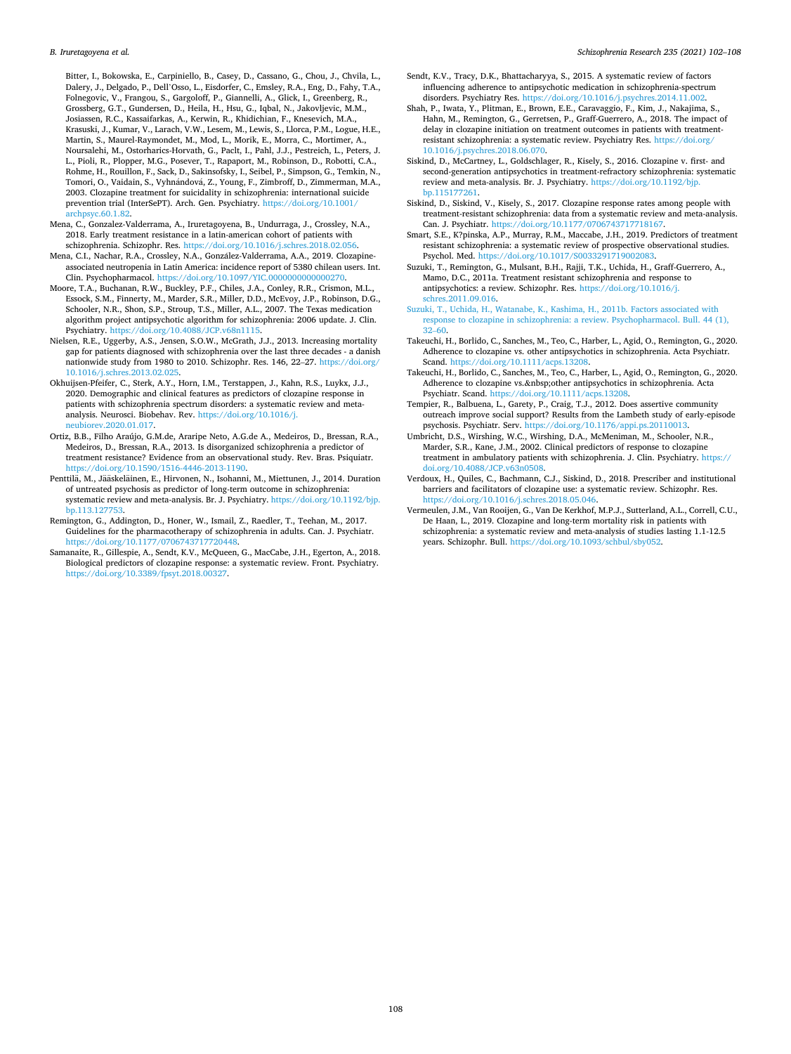Bitter, I., Bokowska, E., Carpiniello, B., Casey, D., Cassano, G., Chou, J., Chvila, L., Dalery, J., Delgado, P., Dell'Osso, L., Eisdorfer, C., Emsley, R.A., Eng, D., Fahy, T.A., Folnegovic, V., Frangou, S., Gargoloff, P., Giannelli, A., Glick, I., Greenberg, R., Grossberg, G.T., Gundersen, D., Heila, H., Hsu, G., Iqbal, N., Jakovljevic, M.M., Josiassen, R.C., Kassaifarkas, A., Kerwin, R., Khidichian, F., Knesevich, M.A., Krasuski, J., Kumar, V., Larach, V.W., Lesem, M., Lewis, S., Llorca, P.M., Logue, H.E., Martin, S., Maurel-Raymondet, M., Mod, L., Morik, E., Morra, C., Mortimer, A., Noursalehi, M., Ostorharics-Horvath, G., Paclt, I., Pahl, J.J., Pestreich, L., Peters, J. L., Pioli, R., Plopper, M.G., Posever, T., Rapaport, M., Robinson, D., Robotti, C.A., Rohme, H., Rouillon, F., Sack, D., Sakinsofsky, I., Seibel, P., Simpson, G., Temkin, N., Tomori, O., Vaidain, S., Vyhnándová, Z., Young, F., Zimbroff, D., Zimmerman, M.A., 2003. Clozapine treatment for suicidality in schizophrenia: international suicide prevention trial (InterSePT). Arch. Gen. Psychiatry. https://doi.org/10.1001/archpsyc.60.1.82.

Mena, C., Gonzalez-Valderrama, A., Iruretagoyena, B., Undurraga, J., Crossley, N.A., 2018. Early treatment resistance in a latin-american cohort of patients with schizophrenia. Schizophr. Res. https://doi.org/10.1016/j.schres.2018.02.056.

Mena, C.I., Nachar, R.A., Crossley, N.A., González-Valderrama, A.A., 2019. Clozapine-associated neutropenia in Latin America: incidence report of 5380 chilean users. Int. Clin. Psychopharmacol. https://doi.org/10.1097/YIC.0000000000000270.

Moore, T.A., Buchanan, R.W., Buckley, P.F., Chiles, J.A., Conley, R.R., Crismon, M.L., Essock, S.M., Finnerty, M., Marder, S.R., Miller, D.D., McEvoy, J.P., Robinson, D.G., Schooler, N.R., Shon, S.P., Stroup, T.S., Miller, A.L., 2007. The Texas medication algorithm project antipsychotic algorithm for schizophrenia: 2006 update. J. Clin. Psychiatry. https://doi.org/10.4088/JCP.v68n1115.

Nielsen, R.E., Uggerby, A.S., Jensen, S.O.W., McGrath, J.J., 2013. Increasing mortality gap for patients diagnosed with schizophrenia over the last three decades - a danish nationwide study from 1980 to 2010. Schizophr. Res. 146, 22–27. https://doi.org/10.1016/j.schres.2013.02.025.

Okhuijsen-Pfeifer, C., Sterk, A.Y., Horn, I.M., Terstappen, J., Kahn, R.S., Luykx, J.J., 2020. Demographic and clinical features as predictors of clozapine response in patients with schizophrenia spectrum disorders: a systematic review and meta-analysis. Neurosci. Biobehav. Rev. https://doi.org/10.1016/j.neubiorev.2020.01.017.

Ortiz, B.B., Filho Araújo, G.M.de, Araripe Neto, A.G.de A., Medeiros, D., Bressan, R.A., Medeiros, D., Bressan, R.A., 2013. Is disorganized schizophrenia a predictor of treatment resistance? Evidence from an observational study. Rev. Bras. Psiquiatr. https://doi.org/10.1590/1516-4446-2013-1190.

Penttilä, M., Jääskeläinen, E., Hirvonen, N., Isohanni, M., Miettunen, J., 2014. Duration of untreated psychosis as predictor of long-term outcome in schizophrenia: systematic review and meta-analysis. Br. J. Psychiatry. https://doi.org/10.1192/bjp.bp.113.127753.

Remington, G., Addington, D., Honer, W., Ismail, Z., Raedler, T., Teehan, M., 2017. Guidelines for the pharmacotherapy of schizophrenia in adults. Can. J. Psychiatr. https://doi.org/10.1177/0706743717720448.

Samanaite, R., Gillespie, A., Sendt, K.V., McQueen, G., MacCabe, J.H., Egerton, A., 2018. Biological predictors of clozapine response: a systematic review. Front. Psychiatry. https://doi.org/10.3389/fpsyt.2018.00327.

Sendt, K.V., Tracy, D.K., Bhattacharyya, S., 2015. A systematic review of factors influencing adherence to antipsychotic medication in schizophrenia-spectrum disorders. Psychiatry Res. https://doi.org/10.1016/j.psychres.2014.11.002.

Shah, P., Iwata, Y., Plitman, E., Brown, E.E., Caravaggio, F., Kim, J., Nakajima, S., Hahn, M., Remington, G., Gerretsen, P., Graff-Guerrero, A., 2018. The impact of delay in clozapine initiation on treatment outcomes in patients with treatment-resistant schizophrenia: a systematic review. Psychiatry Res. https://doi.org/10.1016/j.psychres.2018.06.070.

Siskind, D., McCartney, L., Goldschlager, R., Kisely, S., 2016. Clozapine v. first- and second-generation antipsychotics in treatment-refractory schizophrenia: systematic review and meta-analysis. Br. J. Psychiatry. https://doi.org/10.1192/bjp.bp.115177261.

Siskind, D., Siskind, V., Kisely, S., 2017. Clozapine response rates among people with treatment-resistant schizophrenia: data from a systematic review and meta-analysis. Can. J. Psychiatr. https://doi.org/10.1177/0706743717718167.

Smart, S.E., K?pinska, A.P., Murray, R.M., Maccabe, J.H., 2019. Predictors of treatment resistant schizophrenia: a systematic review of prospective observational studies. Psychol. Med. https://doi.org/10.1017/S0033291719002083.

Suzuki, T., Remington, G., Mulsant, B.H., Rajji, T.K., Uchida, H., Graff-Guerrero, A., Mamo, D.C., 2011a. Treatment resistant schizophrenia and response to antipsychotics: a review. Schizophr. Res. https://doi.org/10.1016/j.schres.2011.09.016.

Suzuki, T., Uchida, H., Watanabe, K., Kashima, H., 2011b. Factors associated with response to clozapine in schizophrenia: a review. Psychopharmacol. Bull. 44 (1), 32–60.

Takeuchi, H., Borlido, C., Sanches, M., Teo, C., Harber, L., Agid, O., Remington, G., 2020. Adherence to clozapine vs. other antipsychotics in schizophrenia. Acta Psychiatr. Scand. https://doi.org/10.1111/acps.13208.

Takeuchi, H., Borlido, C., Sanches, M., Teo, C., Harber, L., Agid, O., Remington, G., 2020. Adherence to clozapine vs.&nbsp;other antipsychotics in schizophrenia. Acta Psychiatr. Scand. https://doi.org/10.1111/acps.13208.

Tempier, R., Balbuena, L., Garety, P., Craig, T.J., 2012. Does assertive community outreach improve social support? Results from the Lambeth study of early-episode psychosis. Psychiatr. Serv. https://doi.org/10.1176/appi.ps.20110013.

Umbricht, D.S., Wirshing, W.C., Wirshing, D.A., McMeniman, M., Schooler, N.R., Marder, S.R., Kane, J.M., 2002. Clinical predictors of response to clozapine treatment in ambulatory patients with schizophrenia. J. Clin. Psychiatry. https://doi.org/10.4088/JCP.v63n0508.

Verdoux, H., Quiles, C., Bachmann, C.J., Siskind, D., 2018. Prescriber and institutional barriers and facilitators of clozapine use: a systematic review. Schizophr. Res. https://doi.org/10.1016/j.schres.2018.05.046.

Vermeulen, J.M., Van Rooijen, G., Van De Kerkhof, M.P.J., Sutterland, A.L., Correll, C.U., De Haan, L., 2019. Clozapine and long-term mortality risk in patients with schizophrenia: a systematic review and meta-analysis of studies lasting 1.1-12.5 years. Schizophr. Bull. https://doi.org/10.1093/schbul/sby052.